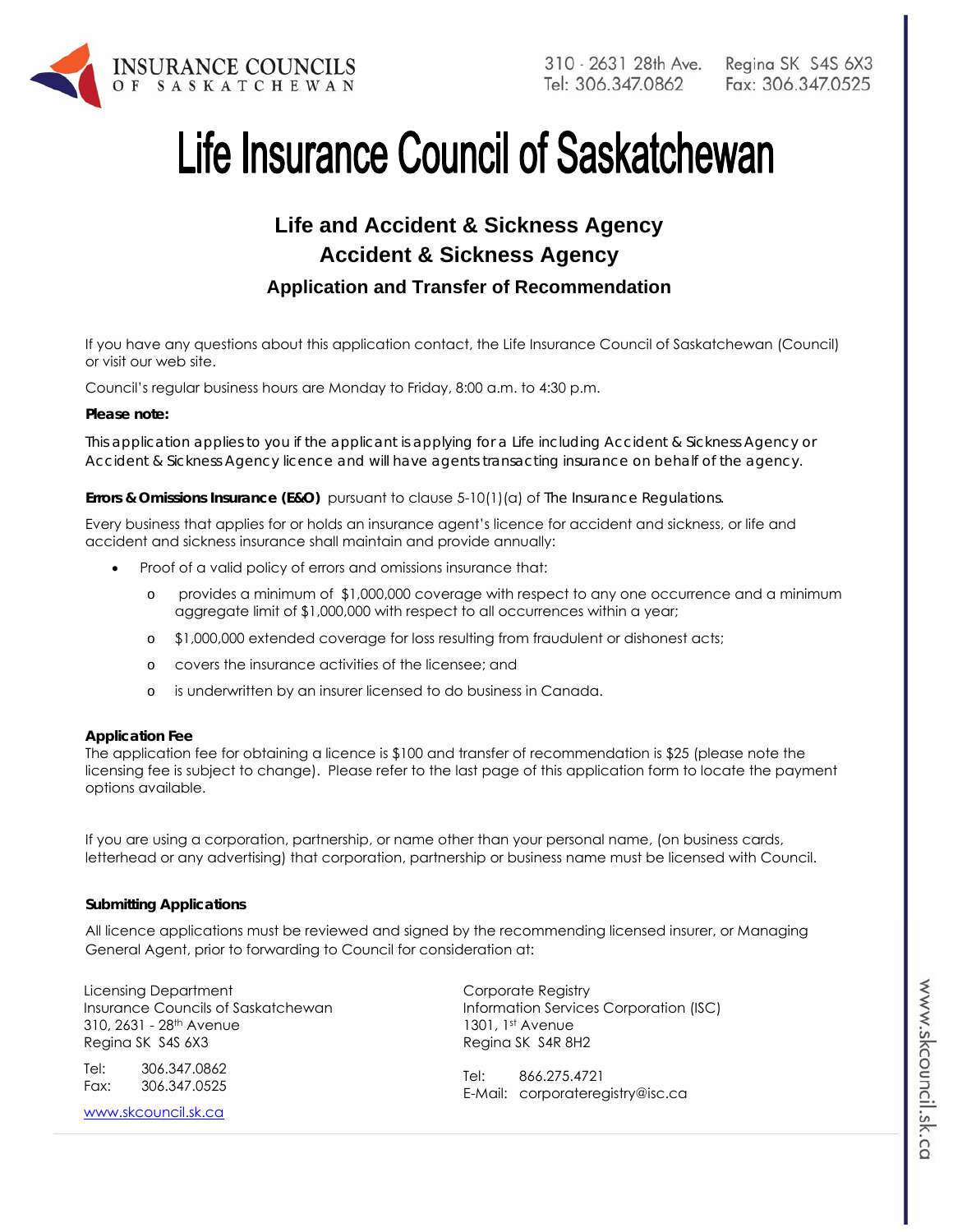INSURANCE COUNCILS OF SASKATCHEWAN

310 - 2631 28th Ave. Regina SK S4S 6X3
Tel: 306.347.0862 Fax: 306.347.0525

# Life Insurance Council of Saskatchewan

## Life and Accident & Sickness Agency
## Accident & Sickness Agency
### Application and Transfer of Recommendation

If you have any questions about this application contact, the Life Insurance Council of Saskatchewan (Council) or visit our web site.

Council's regular business hours are Monday to Friday, 8:00 a.m. to 4:30 p.m.

**Please note:**

This application applies to you if the applicant is applying for a Life including Accident & Sickness Agency or Accident & Sickness Agency licence and will have agents transacting insurance on behalf of the agency.

**Errors & Omissions Insurance (E&O)** pursuant to clause 5-10(1)(a) of *The Insurance Regulations.*

Every business that applies for or holds an insurance agent's licence for accident and sickness, or life and accident and sickness insurance shall maintain and provide annually:

- Proof of a valid policy of errors and omissions insurance that:
  - provides a minimum of $1,000,000 coverage with respect to any one occurrence and a minimum aggregate limit of $1,000,000 with respect to all occurrences within a year;
  - $1,000,000 extended coverage for loss resulting from fraudulent or dishonest acts;
  - covers the insurance activities of the licensee; and
  - is underwritten by an insurer licensed to do business in Canada.

**Application Fee**
The application fee for obtaining a licence is $100 and transfer of recommendation is $25 (please note the licensing fee is subject to change). Please refer to the last page of this application form to locate the payment options available.

If you are using a corporation, partnership, or name other than your personal name, (on business cards, letterhead or any advertising) that corporation, partnership or business name must be licensed with Council.

**Submitting Applications**

All licence applications must be reviewed and signed by the recommending licensed insurer, or Managing General Agent, prior to forwarding to Council for consideration at:

Licensing Department
Insurance Councils of Saskatchewan
310, 2631 - 28th Avenue
Regina SK S4S 6X3

Tel: 306.347.0862
Fax: 306.347.0525

www.skcouncil.sk.ca

Corporate Registry
Information Services Corporation (ISC)
1301, 1st Avenue
Regina SK S4R 8H2

Tel: 866.275.4721
E-Mail: corporateregistry@isc.ca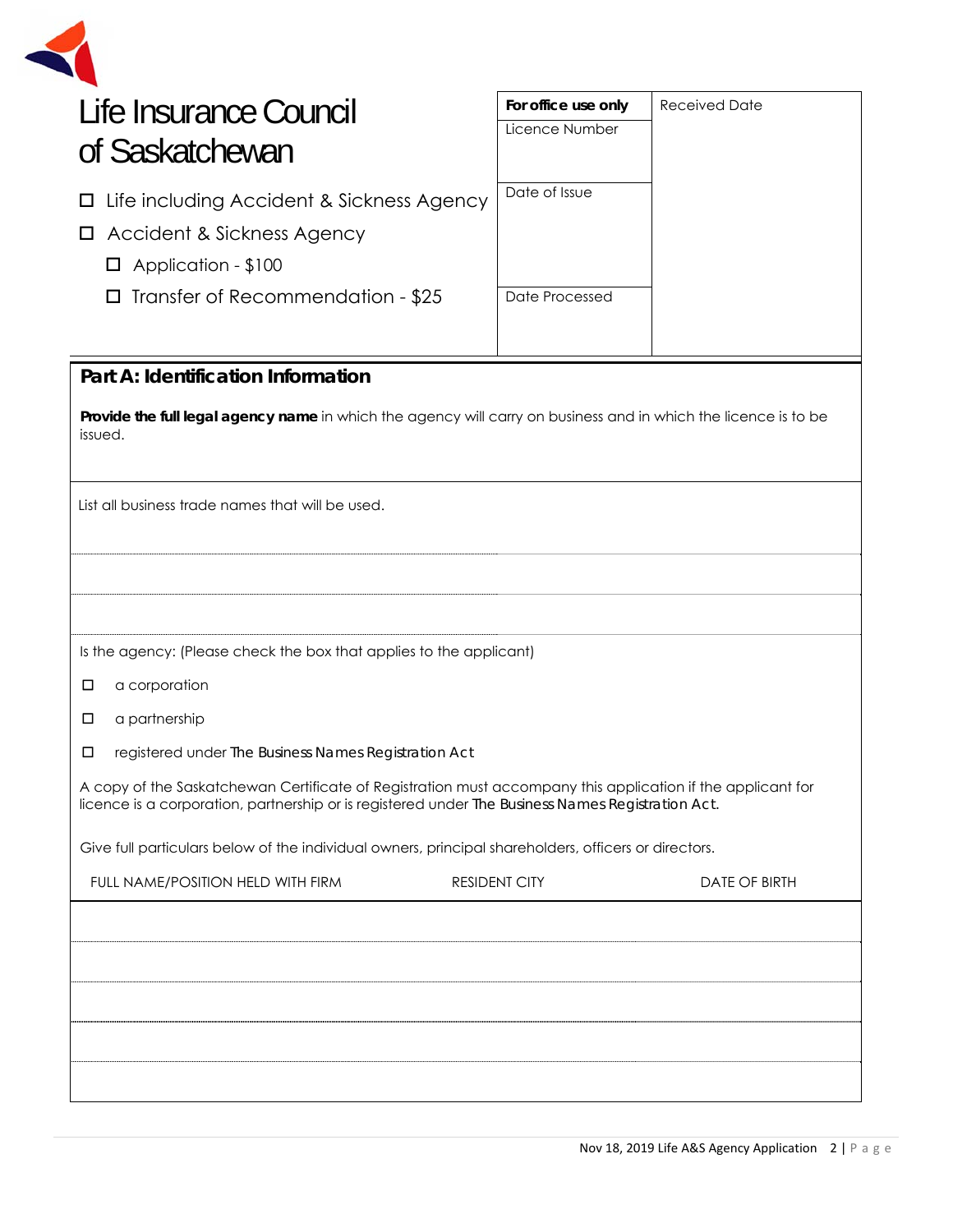# Life Insurance Council of Saskatchewan

- ☐ Life including Accident & Sickness Agency
- ☐ Accident & Sickness Agency
  - ☐ Application - $100
  - ☐ Transfer of Recommendation - $25

| **For office use only** | Received Date |
|---|---|
| Licence Number | |
| Date of Issue | |
| Date Processed | |

## Part A: Identification Information

**Provide the full legal agency name** in which the agency will carry on business and in which the licence is to be issued.

List all business trade names that will be used.

Is the agency: (Please check the box that applies to the applicant)

- ☐ a corporation
- ☐ a partnership
- ☐ registered under *The Business Names Registration Act*

A copy of the Saskatchewan Certificate of Registration must accompany this application if the applicant for licence is a corporation, partnership or is registered under *The Business Names Registration Act*.

Give full particulars below of the individual owners, principal shareholders, officers or directors.

| FULL NAME/POSITION HELD WITH FIRM | RESIDENT CITY | DATE OF BIRTH |
|---|---|---|
| | | |
| | | |
| | | |
| | | |
| | | |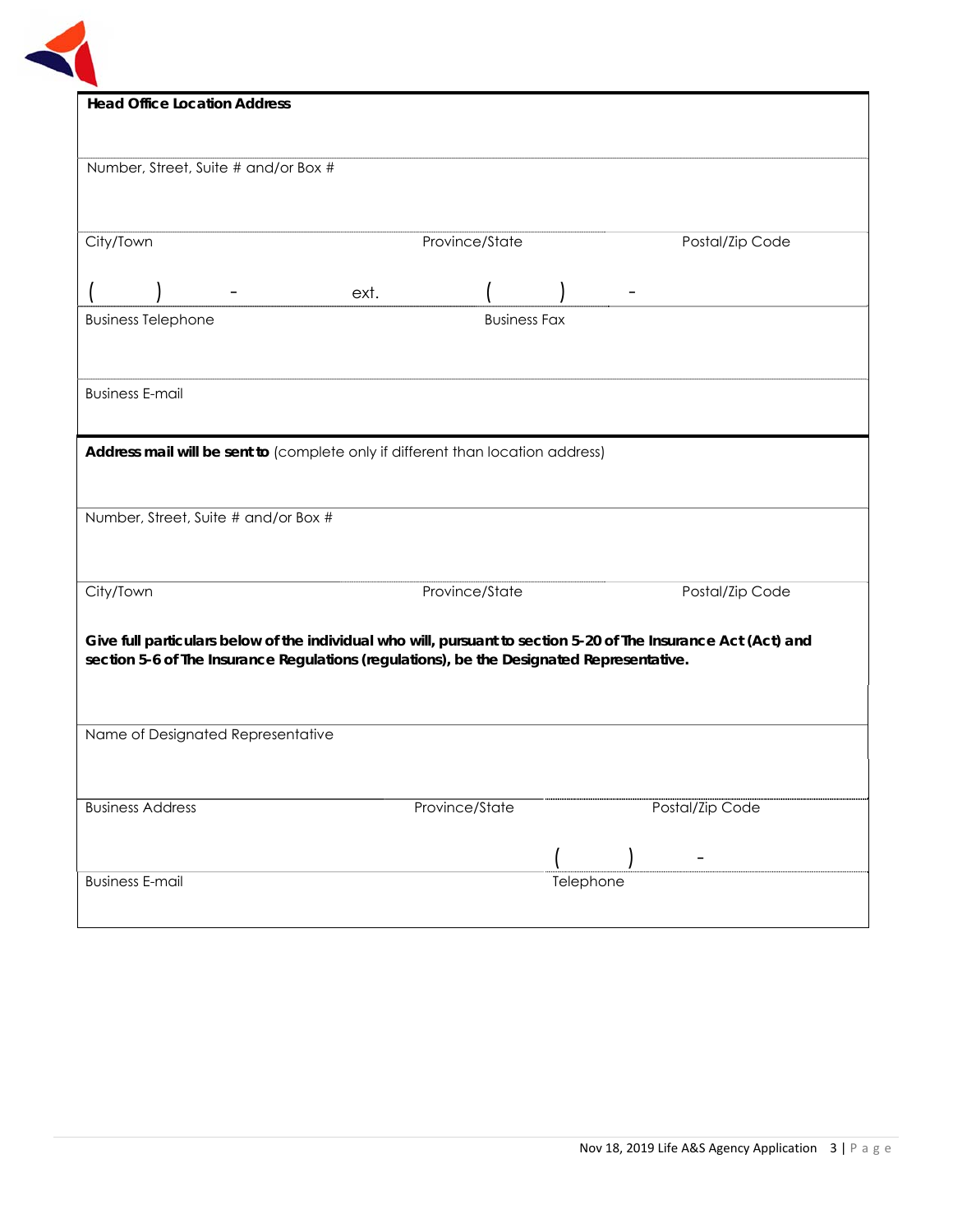**Head Office Location Address**

Number, Street, Suite # and/or Box #

City/Town | Province/State | Postal/Zip Code

( ) - ext. ( ) -

Business Telephone | Business Fax

Business E-mail

**Address mail will be sent to** (complete only if different than location address)

Number, Street, Suite # and/or Box #

City/Town | Province/State | Postal/Zip Code

**Give full particulars below of the individual who will, pursuant to section 5-20 of The Insurance Act (Act) and section 5-6 of The Insurance Regulations (regulations), be the Designated Representative.**

Name of Designated Representative

Business Address | Province/State | Postal/Zip Code

( ) -

Business E-mail | Telephone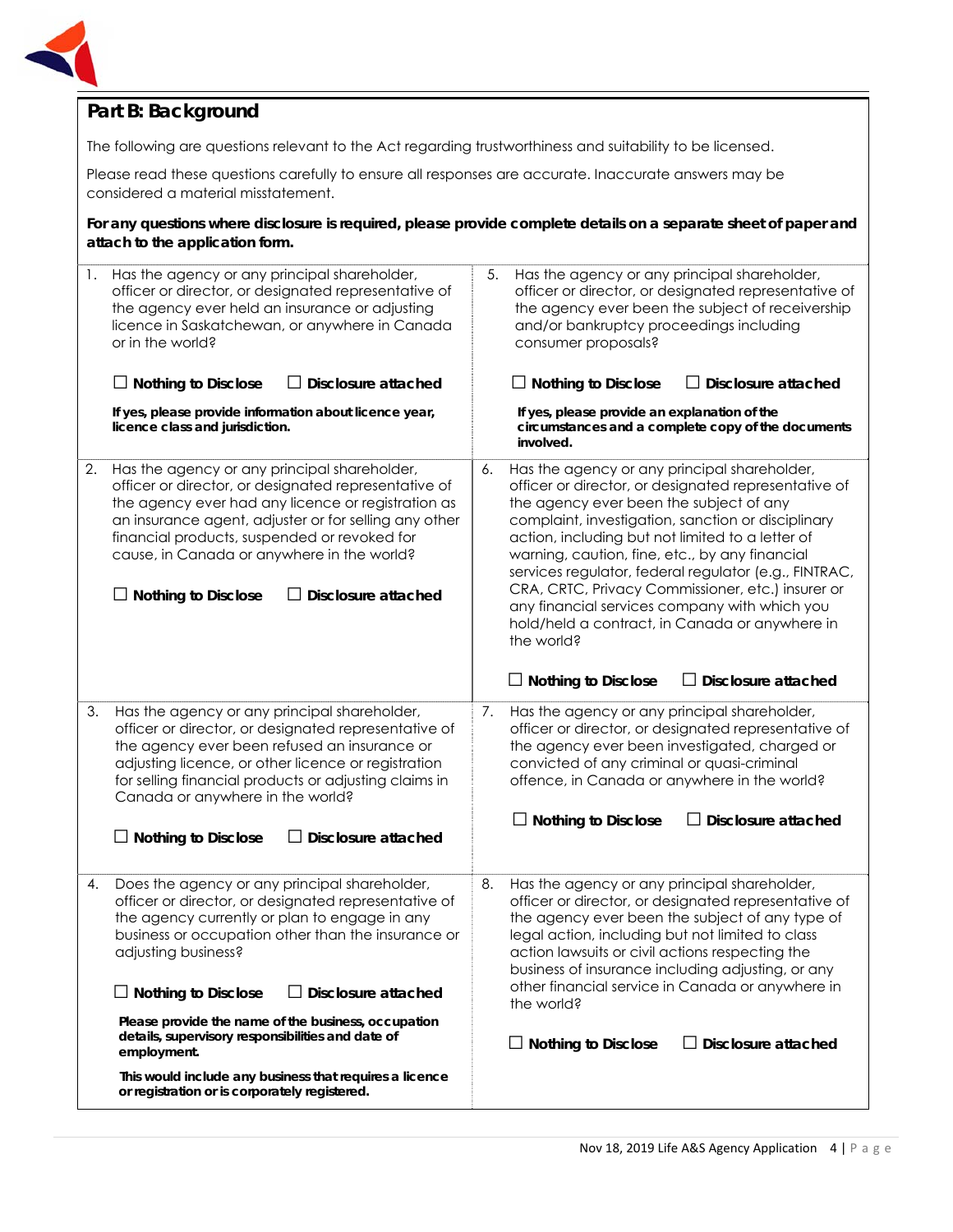## Part B: Background

The following are questions relevant to the Act regarding trustworthiness and suitability to be licensed.

Please read these questions carefully to ensure all responses are accurate. Inaccurate answers may be considered a material misstatement.

**For any questions where disclosure is required, please provide complete details on a separate sheet of paper and attach to the application form.**

1. Has the agency or any principal shareholder, officer or director, or designated representative of the agency ever held an insurance or adjusting licence in Saskatchewan, or anywhere in Canada or in the world?

   ☐ **Nothing to Disclose** ☐ **Disclosure attached**

   **If yes, please provide information about licence year, licence class and jurisdiction.**

2. Has the agency or any principal shareholder, officer or director, or designated representative of the agency ever had any licence or registration as an insurance agent, adjuster or for selling any other financial products, suspended or revoked for cause, in Canada or anywhere in the world?

   ☐ **Nothing to Disclose** ☐ **Disclosure attached**

3. Has the agency or any principal shareholder, officer or director, or designated representative of the agency ever been refused an insurance or adjusting licence, or other licence or registration for selling financial products or adjusting claims in Canada or anywhere in the world?

   ☐ **Nothing to Disclose** ☐ **Disclosure attached**

4. Does the agency or any principal shareholder, officer or director, or designated representative of the agency currently or plan to engage in any business or occupation other than the insurance or adjusting business?

   ☐ **Nothing to Disclose** ☐ **Disclosure attached**

   **Please provide the name of the business, occupation details, supervisory responsibilities and date of employment.**

   **This would include any business that requires a licence or registration or is corporately registered.**

5. Has the agency or any principal shareholder, officer or director, or designated representative of the agency ever been the subject of receivership and/or bankruptcy proceedings including consumer proposals?

   ☐ **Nothing to Disclose** ☐ **Disclosure attached**

   **If yes, please provide an explanation of the circumstances and a complete copy of the documents involved.**

6. Has the agency or any principal shareholder, officer or director, or designated representative of the agency ever been the subject of any complaint, investigation, sanction or disciplinary action, including but not limited to a letter of warning, caution, fine, etc., by any financial services regulator, federal regulator (e.g., FINTRAC, CRA, CRTC, Privacy Commissioner, etc.) insurer or any financial services company with which you hold/held a contract, in Canada or anywhere in the world?

   ☐ **Nothing to Disclose** ☐ **Disclosure attached**

7. Has the agency or any principal shareholder, officer or director, or designated representative of the agency ever been investigated, charged or convicted of any criminal or quasi-criminal offence, in Canada or anywhere in the world?

   ☐ **Nothing to Disclose** ☐ **Disclosure attached**

8. Has the agency or any principal shareholder, officer or director, or designated representative of the agency ever been the subject of any type of legal action, including but not limited to class action lawsuits or civil actions respecting the business of insurance including adjusting, or any other financial service in Canada or anywhere in the world?

   ☐ **Nothing to Disclose** ☐ **Disclosure attached**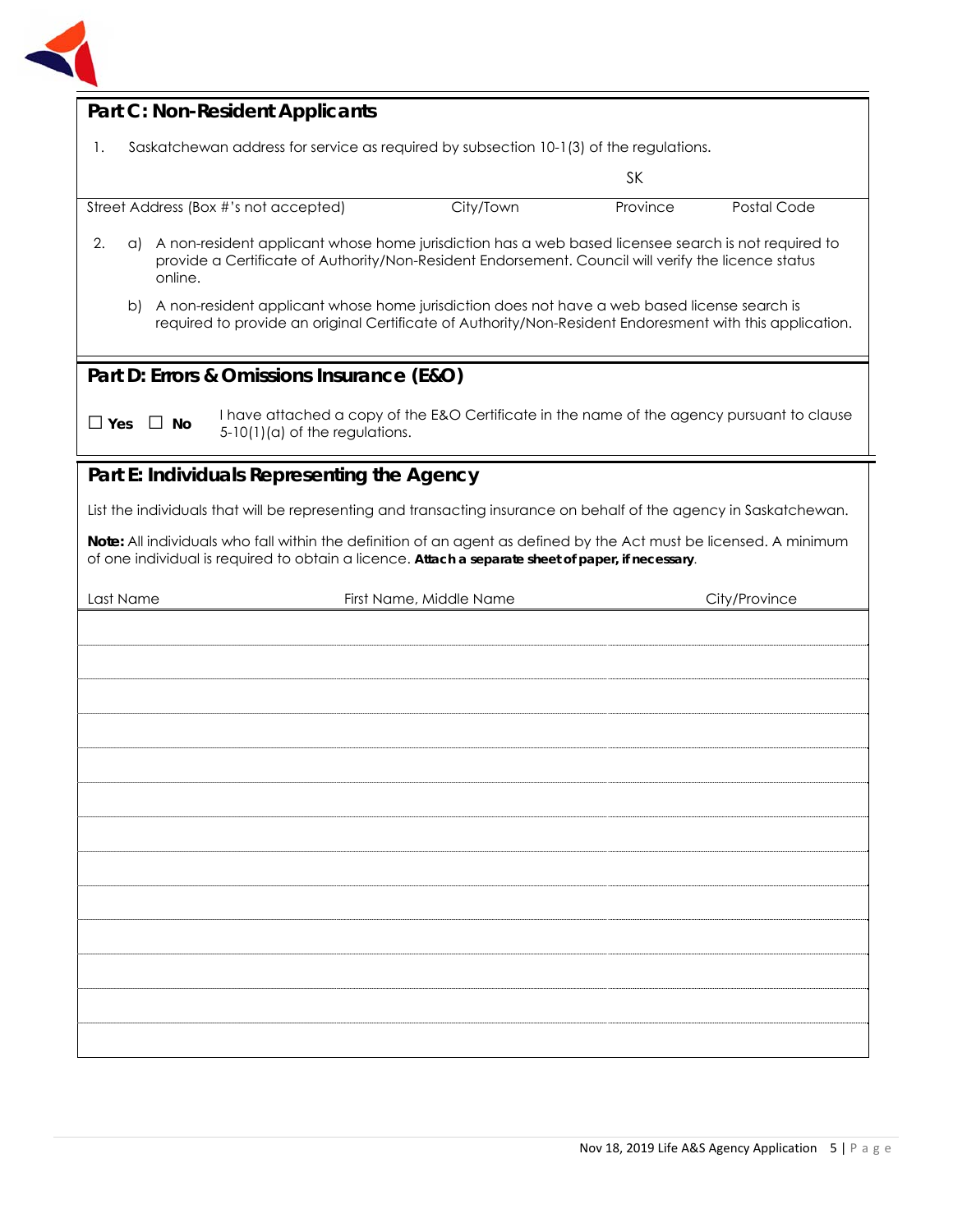## Part C: Non-Resident Applicants

1. Saskatchewan address for service as required by subsection 10-1(3) of the regulations.

| Street Address (Box #'s not accepted) | City/Town | Province | Postal Code |
|---|---|---|---|
| | | SK | |

2. a) A non-resident applicant whose home jurisdiction has a web based licensee search is not required to provide a Certificate of Authority/Non-Resident Endorsement. Council will verify the licence status online.

   b) A non-resident applicant whose home jurisdiction does not have a web based license search is required to provide an original Certificate of Authority/Non-Resident Endoresment with this application.

## Part D: Errors & Omissions Insurance (E&O)

☐ **Yes** ☐ **No** I have attached a copy of the E&O Certificate in the name of the agency pursuant to clause 5-10(1)(a) of the regulations.

## Part E: Individuals Representing the Agency

List the individuals that will be representing and transacting insurance on behalf of the agency in Saskatchewan.

**Note:** All individuals who fall within the definition of an agent as defined by the Act must be licensed. A minimum of one individual is required to obtain a licence. **Attach a separate sheet of paper, if necessary**.

| Last Name | First Name, Middle Name | City/Province |
|---|---|---|
| | | |
| | | |
| | | |
| | | |
| | | |
| | | |
| | | |
| | | |
| | | |
| | | |
| | | |
| | | |
| | | |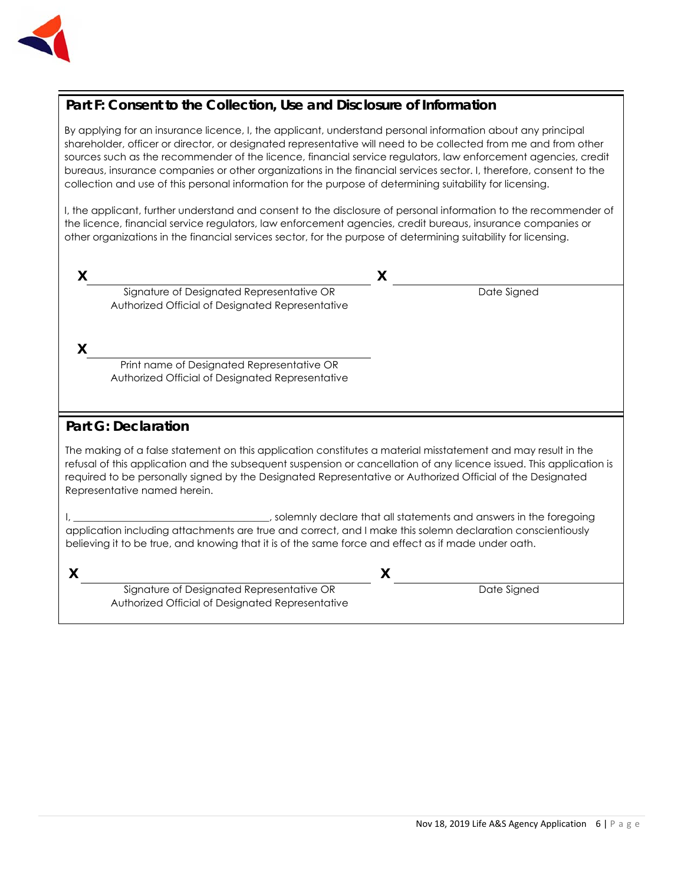## Part F: Consent to the Collection, Use and Disclosure of Information

By applying for an insurance licence, I, the applicant, understand personal information about any principal shareholder, officer or director, or designated representative will need to be collected from me and from other sources such as the recommender of the licence, financial service regulators, law enforcement agencies, credit bureaus, insurance companies or other organizations in the financial services sector. I, therefore, consent to the collection and use of this personal information for the purpose of determining suitability for licensing.

I, the applicant, further understand and consent to the disclosure of personal information to the recommender of the licence, financial service regulators, law enforcement agencies, credit bureaus, insurance companies or other organizations in the financial services sector, for the purpose of determining suitability for licensing.

X ______________________________________ X ______________________________

Signature of Designated Representative OR Authorized Official of Designated Representative — Date Signed

X ______________________________________

Print name of Designated Representative OR Authorized Official of Designated Representative

## Part G: Declaration

The making of a false statement on this application constitutes a material misstatement and may result in the refusal of this application and the subsequent suspension or cancellation of any licence issued. This application is required to be personally signed by the Designated Representative or Authorized Official of the Designated Representative named herein.

I, ______________________________________, solemnly declare that all statements and answers in the foregoing application including attachments are true and correct, and I make this solemn declaration conscientiously believing it to be true, and knowing that it is of the same force and effect as if made under oath.

X ______________________________________ X ______________________________

Signature of Designated Representative OR Authorized Official of Designated Representative — Date Signed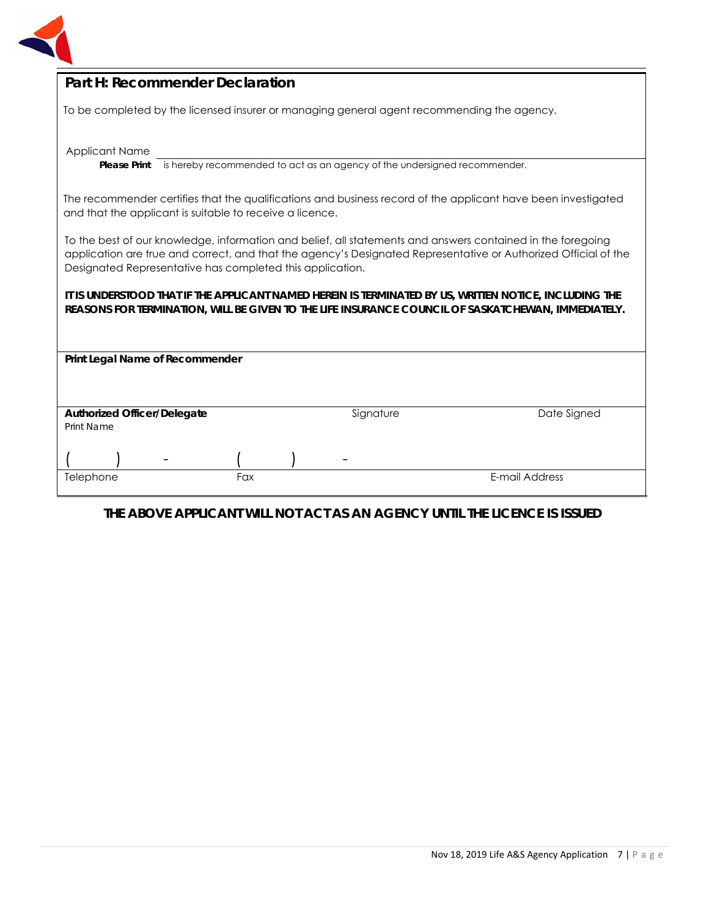## Part H: Recommender Declaration

To be completed by the licensed insurer or managing general agent recommending the agency.

Applicant Name ______________________________________________
**Please Print** is hereby recommended to act as an agency of the undersigned recommender.

The recommender certifies that the qualifications and business record of the applicant have been investigated and that the applicant is suitable to receive a licence.

To the best of our knowledge, information and belief, all statements and answers contained in the foregoing application are true and correct, and that the agency's Designated Representative or Authorized Official of the Designated Representative has completed this application.

***IT IS UNDERSTOOD THAT IF THE APPLICANT NAMED HEREIN IS TERMINATED BY US, WRITTEN NOTICE, INCLUDING THE REASONS FOR TERMINATION, WILL BE GIVEN TO THE LIFE INSURANCE COUNCIL OF SASKATCHEWAN, IMMEDIATELY.***

**Print Legal Name of Recommender**

| **Authorized Officer/Delegate** Print Name | Signature | Date Signed |
|---|---|---|
| ( ) - | ( ) - | |
| Telephone | Fax | E-mail Address |

**THE ABOVE APPLICANT WILL NOT ACT AS AN AGENCY UNTIL THE LICENCE IS ISSUED**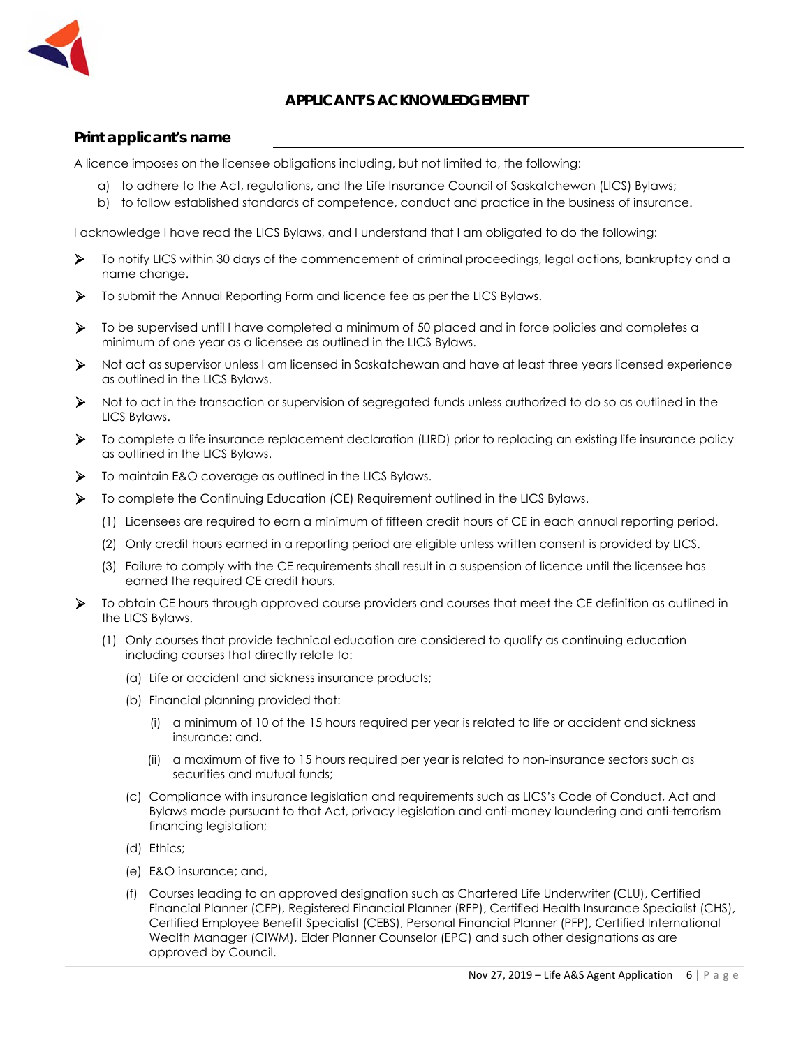## APPLICANT'S ACKNOWLEDGEMENT

**Print applicant's name** \_\_\_\_\_\_\_\_\_\_\_\_\_\_\_\_\_\_\_\_\_\_\_\_\_\_\_\_\_\_\_\_\_\_\_\_\_\_\_\_

A licence imposes on the licensee obligations including, but not limited to, the following:

a) to adhere to the Act, regulations, and the Life Insurance Council of Saskatchewan (LICS) Bylaws;
b) to follow established standards of competence, conduct and practice in the business of insurance.

I acknowledge I have read the LICS Bylaws, and I understand that I am obligated to do the following:

- To notify LICS within 30 days of the commencement of criminal proceedings, legal actions, bankruptcy and a name change.
- To submit the Annual Reporting Form and licence fee as per the LICS Bylaws.
- To be supervised until I have completed a minimum of 50 placed and in force policies and completes a minimum of one year as a licensee as outlined in the LICS Bylaws.
- Not act as supervisor unless I am licensed in Saskatchewan and have at least three years licensed experience as outlined in the LICS Bylaws.
- Not to act in the transaction or supervision of segregated funds unless authorized to do so as outlined in the LICS Bylaws.
- To complete a life insurance replacement declaration (LIRD) prior to replacing an existing life insurance policy as outlined in the LICS Bylaws.
- To maintain E&O coverage as outlined in the LICS Bylaws.
- To complete the Continuing Education (CE) Requirement outlined in the LICS Bylaws.
  (1) Licensees are required to earn a minimum of fifteen credit hours of CE in each annual reporting period.
  (2) Only credit hours earned in a reporting period are eligible unless written consent is provided by LICS.
  (3) Failure to comply with the CE requirements shall result in a suspension of licence until the licensee has earned the required CE credit hours.
- To obtain CE hours through approved course providers and courses that meet the CE definition as outlined in the LICS Bylaws.
  (1) Only courses that provide technical education are considered to qualify as continuing education including courses that directly relate to:
    (a) Life or accident and sickness insurance products;
    (b) Financial planning provided that:
      (i) a minimum of 10 of the 15 hours required per year is related to life or accident and sickness insurance; and,
      (ii) a maximum of five to 15 hours required per year is related to non-insurance sectors such as securities and mutual funds;
    (c) Compliance with insurance legislation and requirements such as LICS's Code of Conduct, Act and Bylaws made pursuant to that Act, privacy legislation and anti-money laundering and anti-terrorism financing legislation;
    (d) Ethics;
    (e) E&O insurance; and,
    (f) Courses leading to an approved designation such as Chartered Life Underwriter (CLU), Certified Financial Planner (CFP), Registered Financial Planner (RFP), Certified Health Insurance Specialist (CHS), Certified Employee Benefit Specialist (CEBS), Personal Financial Planner (PFP), Certified International Wealth Manager (CIWM), Elder Planner Counselor (EPC) and such other designations as are approved by Council.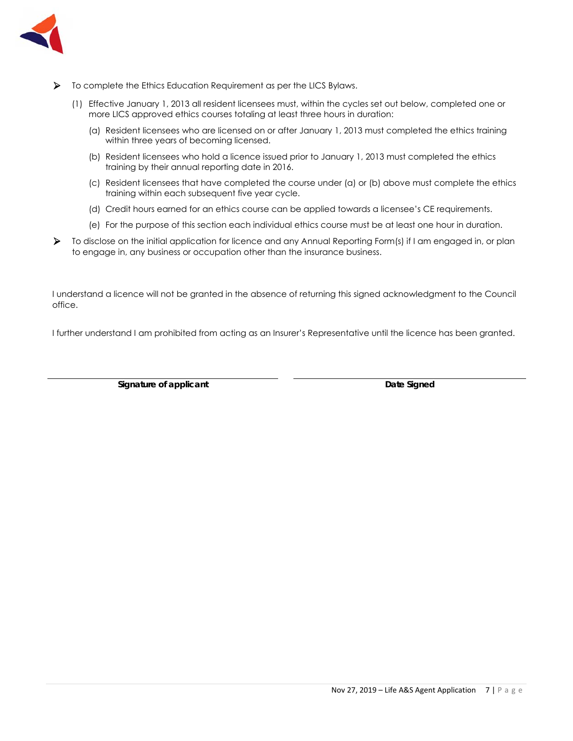- To complete the Ethics Education Requirement as per the LICS Bylaws.
  - (1) Effective January 1, 2013 all resident licensees must, within the cycles set out below, completed one or more LICS approved ethics courses totaling at least three hours in duration:
    - (a) Resident licensees who are licensed on or after January 1, 2013 must completed the ethics training within three years of becoming licensed.
    - (b) Resident licensees who hold a licence issued prior to January 1, 2013 must completed the ethics training by their annual reporting date in 2016.
    - (c) Resident licensees that have completed the course under (a) or (b) above must complete the ethics training within each subsequent five year cycle.
    - (d) Credit hours earned for an ethics course can be applied towards a licensee's CE requirements.
    - (e) For the purpose of this section each individual ethics course must be at least one hour in duration.
- To disclose on the initial application for licence and any Annual Reporting Form(s) if I am engaged in, or plan to engage in, any business or occupation other than the insurance business.

I understand a licence will not be granted in the absence of returning this signed acknowledgment to the Council office.

I further understand I am prohibited from acting as an Insurer's Representative until the licence has been granted.

| \_\_\_\_\_\_\_\_\_\_\_\_\_\_\_\_\_\_\_\_\_\_\_\_\_\_\_\_ | \_\_\_\_\_\_\_\_\_\_\_\_\_\_\_\_\_\_\_\_\_\_\_\_\_\_\_\_ |
|---|---|
| **Signature of applicant** | **Date Signed** |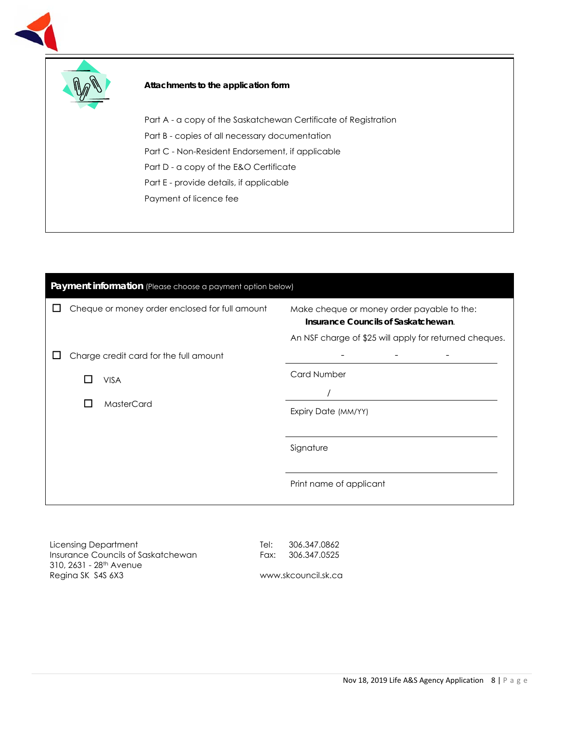### Attachments to the application form

Part A - a copy of the Saskatchewan Certificate of Registration

Part B - copies of all necessary documentation

Part C - Non-Resident Endorsement, if applicable

Part D - a copy of the E&O Certificate

Part E - provide details, if applicable

Payment of licence fee

## Payment information (Please choose a payment option below)

☐ Cheque or money order enclosed for full amount

Make cheque or money order payable to the: **Insurance Councils of Saskatchewan**.

An NSF charge of $25 will apply for returned cheques.

☐ Charge credit card for the full amount

- ☐ VISA
- ☐ MasterCard

\_\_\_\_\_\_\_\_ - \_\_\_\_\_\_\_\_ - \_\_\_\_\_\_\_\_ - \_\_\_\_\_\_\_\_

Card Number

\_\_\_\_\_\_\_\_ / \_\_\_\_\_\_\_\_

Expiry Date (MM/YY)

\_\_\_\_\_\_\_\_\_\_\_\_\_\_\_\_\_\_\_\_\_\_\_\_

Signature

\_\_\_\_\_\_\_\_\_\_\_\_\_\_\_\_\_\_\_\_\_\_\_\_

Print name of applicant

Licensing Department
Insurance Councils of Saskatchewan
310, 2631 - 28th Avenue
Regina SK S4S 6X3

Tel: 306.347.0862
Fax: 306.347.0525

www.skcouncil.sk.ca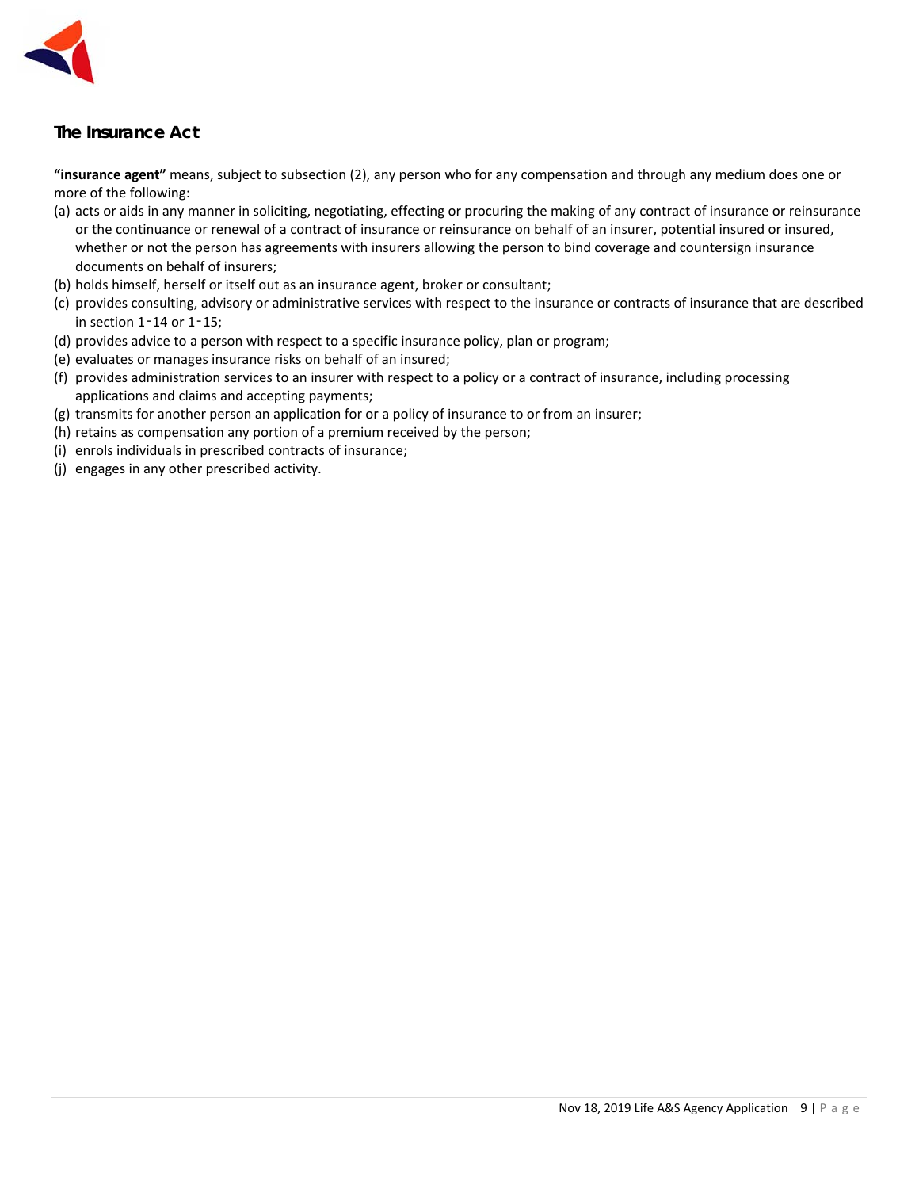## The Insurance Act

**"insurance agent"** means, subject to subsection (2), any person who for any compensation and through any medium does one or more of the following:

(a) acts or aids in any manner in soliciting, negotiating, effecting or procuring the making of any contract of insurance or reinsurance or the continuance or renewal of a contract of insurance or reinsurance on behalf of an insurer, potential insured or insured, whether or not the person has agreements with insurers allowing the person to bind coverage and countersign insurance documents on behalf of insurers;
(b) holds himself, herself or itself out as an insurance agent, broker or consultant;
(c) provides consulting, advisory or administrative services with respect to the insurance or contracts of insurance that are described in section 1‑14 or 1‑15;
(d) provides advice to a person with respect to a specific insurance policy, plan or program;
(e) evaluates or manages insurance risks on behalf of an insured;
(f) provides administration services to an insurer with respect to a policy or a contract of insurance, including processing applications and claims and accepting payments;
(g) transmits for another person an application for or a policy of insurance to or from an insurer;
(h) retains as compensation any portion of a premium received by the person;
(i) enrols individuals in prescribed contracts of insurance;
(j) engages in any other prescribed activity.